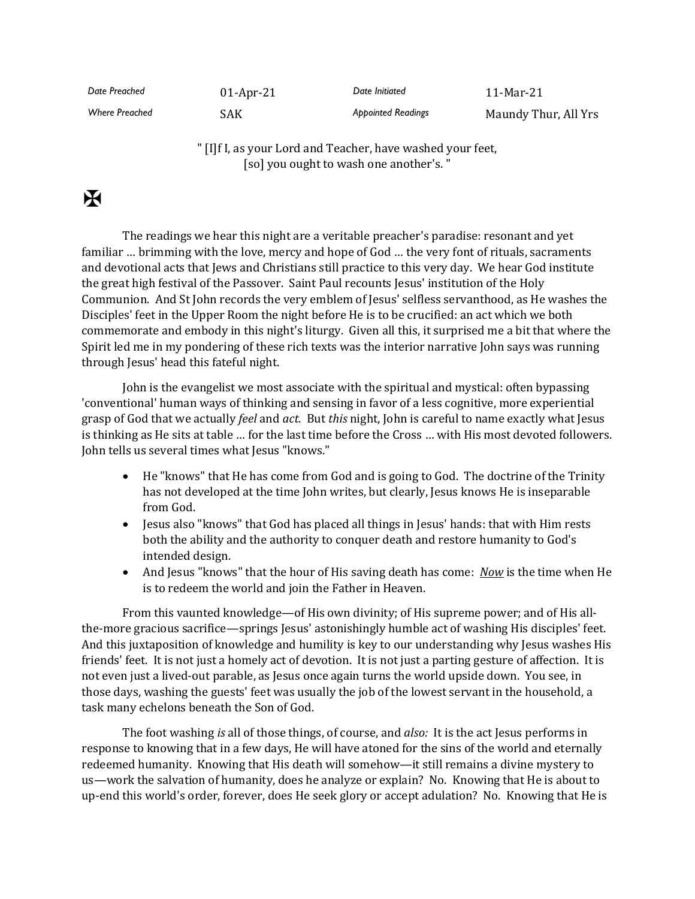| Date Preached | 01-Apr-21 | Date Initiated | 11-Mar-21 |
| --- | --- | --- | --- |
| Where Preached | SAK | Appointed Readings | Maundy Thur, All Yrs |

" [I]f I, as your Lord and Teacher, have washed your feet,
[so] you ought to wash one another's. "

✠

The readings we hear this night are a veritable preacher's paradise: resonant and yet familiar … brimming with the love, mercy and hope of God … the very font of rituals, sacraments and devotional acts that Jews and Christians still practice to this very day. We hear God institute the great high festival of the Passover. Saint Paul recounts Jesus' institution of the Holy Communion. And St John records the very emblem of Jesus' selfless servanthood, as He washes the Disciples' feet in the Upper Room the night before He is to be crucified: an act which we both commemorate and embody in this night's liturgy. Given all this, it surprised me a bit that where the Spirit led me in my pondering of these rich texts was the interior narrative John says was running through Jesus' head this fateful night.

John is the evangelist we most associate with the spiritual and mystical: often bypassing 'conventional' human ways of thinking and sensing in favor of a less cognitive, more experiential grasp of God that we actually *feel* and *act*. But *this* night, John is careful to name exactly what Jesus is thinking as He sits at table … for the last time before the Cross … with His most devoted followers. John tells us several times what Jesus "knows."

- He "knows" that He has come from God and is going to God. The doctrine of the Trinity has not developed at the time John writes, but clearly, Jesus knows He is inseparable from God.
- Jesus also "knows" that God has placed all things in Jesus' hands: that with Him rests both the ability and the authority to conquer death and restore humanity to God's intended design.
- And Jesus "knows" that the hour of His saving death has come: ***Now*** is the time when He is to redeem the world and join the Father in Heaven.

From this vaunted knowledge—of His own divinity; of His supreme power; and of His all-the-more gracious sacrifice—springs Jesus' astonishingly humble act of washing His disciples' feet. And this juxtaposition of knowledge and humility is key to our understanding why Jesus washes His friends' feet. It is not just a homely act of devotion. It is not just a parting gesture of affection. It is not even just a lived-out parable, as Jesus once again turns the world upside down. You see, in those days, washing the guests' feet was usually the job of the lowest servant in the household, a task many echelons beneath the Son of God.

The foot washing *is* all of those things, of course, and *also:* It is the act Jesus performs in response to knowing that in a few days, He will have atoned for the sins of the world and eternally redeemed humanity. Knowing that His death will somehow—it still remains a divine mystery to us—work the salvation of humanity, does he analyze or explain? No. Knowing that He is about to up-end this world's order, forever, does He seek glory or accept adulation? No. Knowing that He is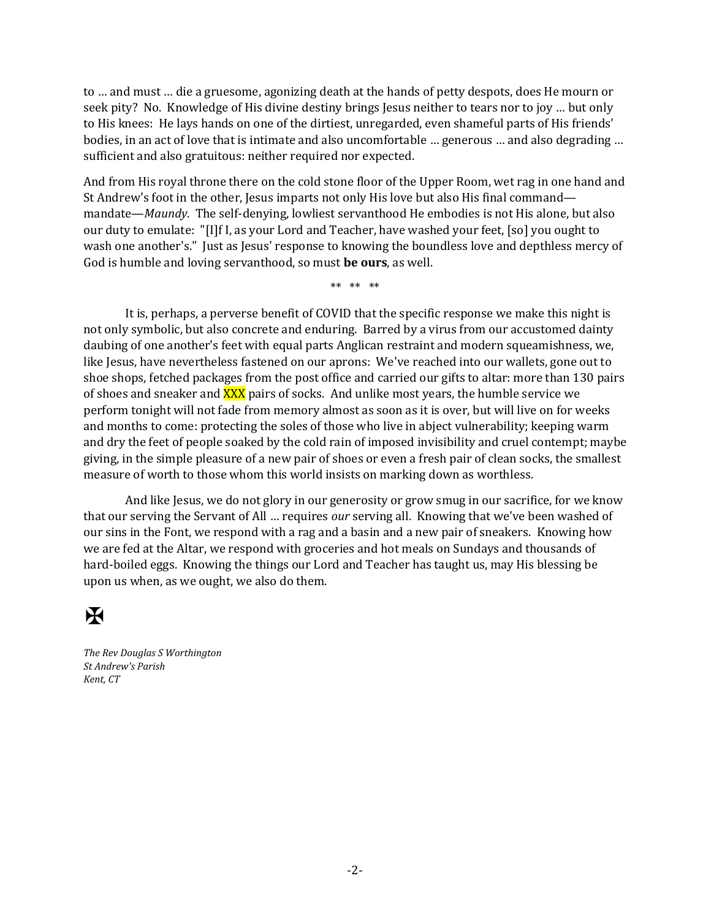to … and must … die a gruesome, agonizing death at the hands of petty despots, does He mourn or seek pity? No. Knowledge of His divine destiny brings Jesus neither to tears nor to joy … but only to His knees: He lays hands on one of the dirtiest, unregarded, even shameful parts of His friends' bodies, in an act of love that is intimate and also uncomfortable … generous … and also degrading … sufficient and also gratuitous: neither required nor expected.

And from His royal throne there on the cold stone floor of the Upper Room, wet rag in one hand and St Andrew's foot in the other, Jesus imparts not only His love but also His final command—mandate—*Maundy*. The self-denying, lowliest servanthood He embodies is not His alone, but also our duty to emulate: "[I]f I, as your Lord and Teacher, have washed your feet, [so] you ought to wash one another's." Just as Jesus' response to knowing the boundless love and depthless mercy of God is humble and loving servanthood, so must **be ours**, as well.

** ** **

It is, perhaps, a perverse benefit of COVID that the specific response we make this night is not only symbolic, but also concrete and enduring. Barred by a virus from our accustomed dainty daubing of one another's feet with equal parts Anglican restraint and modern squeamishness, we, like Jesus, have nevertheless fastened on our aprons: We've reached into our wallets, gone out to shoe shops, fetched packages from the post office and carried our gifts to altar: more than 130 pairs of shoes and sneaker and XXX pairs of socks. And unlike most years, the humble service we perform tonight will not fade from memory almost as soon as it is over, but will live on for weeks and months to come: protecting the soles of those who live in abject vulnerability; keeping warm and dry the feet of people soaked by the cold rain of imposed invisibility and cruel contempt; maybe giving, in the simple pleasure of a new pair of shoes or even a fresh pair of clean socks, the smallest measure of worth to those whom this world insists on marking down as worthless.

And like Jesus, we do not glory in our generosity or grow smug in our sacrifice, for we know that our serving the Servant of All … requires *our* serving all. Knowing that we've been washed of our sins in the Font, we respond with a rag and a basin and a new pair of sneakers. Knowing how we are fed at the Altar, we respond with groceries and hot meals on Sundays and thousands of hard-boiled eggs. Knowing the things our Lord and Teacher has taught us, may His blessing be upon us when, as we ought, we also do them.

✠

*The Rev Douglas S Worthington*
*St Andrew's Parish*
*Kent, CT*